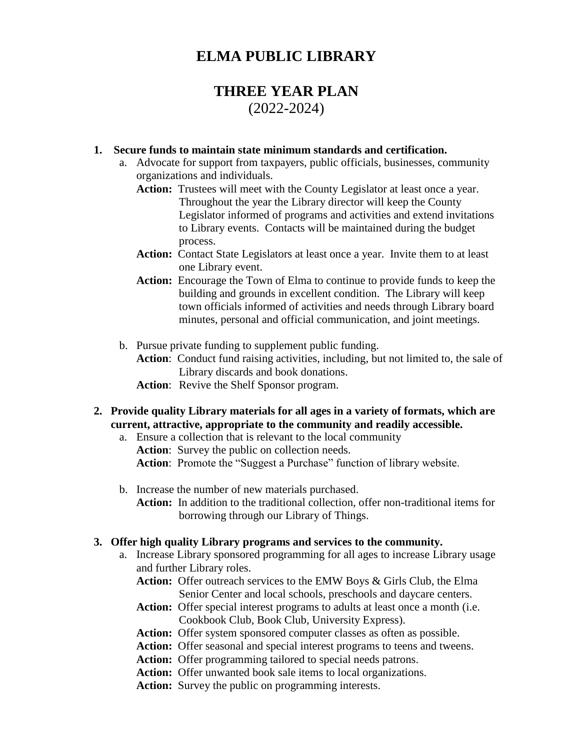# ELMA PUBLIC LIBRARY

## THREE YEAR PLAN
(2022-2024)

1. **Secure funds to maintain state minimum standards and certification.**
   a. Advocate for support from taxpayers, public officials, businesses, community organizations and individuals.
      **Action:** Trustees will meet with the County Legislator at least once a year. Throughout the year the Library director will keep the County Legislator informed of programs and activities and extend invitations to Library events. Contacts will be maintained during the budget process.
      **Action:** Contact State Legislators at least once a year. Invite them to at least one Library event.
      **Action:** Encourage the Town of Elma to continue to provide funds to keep the building and grounds in excellent condition. The Library will keep town officials informed of activities and needs through Library board minutes, personal and official communication, and joint meetings.

   b. Pursue private funding to supplement public funding.
      **Action**: Conduct fund raising activities, including, but not limited to, the sale of Library discards and book donations.
      **Action**: Revive the Shelf Sponsor program.

2. **Provide quality Library materials for all ages in a variety of formats, which are current, attractive, appropriate to the community and readily accessible.**
   a. Ensure a collection that is relevant to the local community
      **Action**: Survey the public on collection needs.
      **Action**: Promote the "Suggest a Purchase" function of library website.

   b. Increase the number of new materials purchased.
      **Action:** In addition to the traditional collection, offer non-traditional items for borrowing through our Library of Things.

3. **Offer high quality Library programs and services to the community.**
   a. Increase Library sponsored programming for all ages to increase Library usage and further Library roles.
      **Action:** Offer outreach services to the EMW Boys & Girls Club, the Elma Senior Center and local schools, preschools and daycare centers.
      **Action:** Offer special interest programs to adults at least once a month (i.e. Cookbook Club, Book Club, University Express).
      **Action:** Offer system sponsored computer classes as often as possible.
      **Action:** Offer seasonal and special interest programs to teens and tweens.
      **Action:** Offer programming tailored to special needs patrons.
      **Action:** Offer unwanted book sale items to local organizations.
      **Action:** Survey the public on programming interests.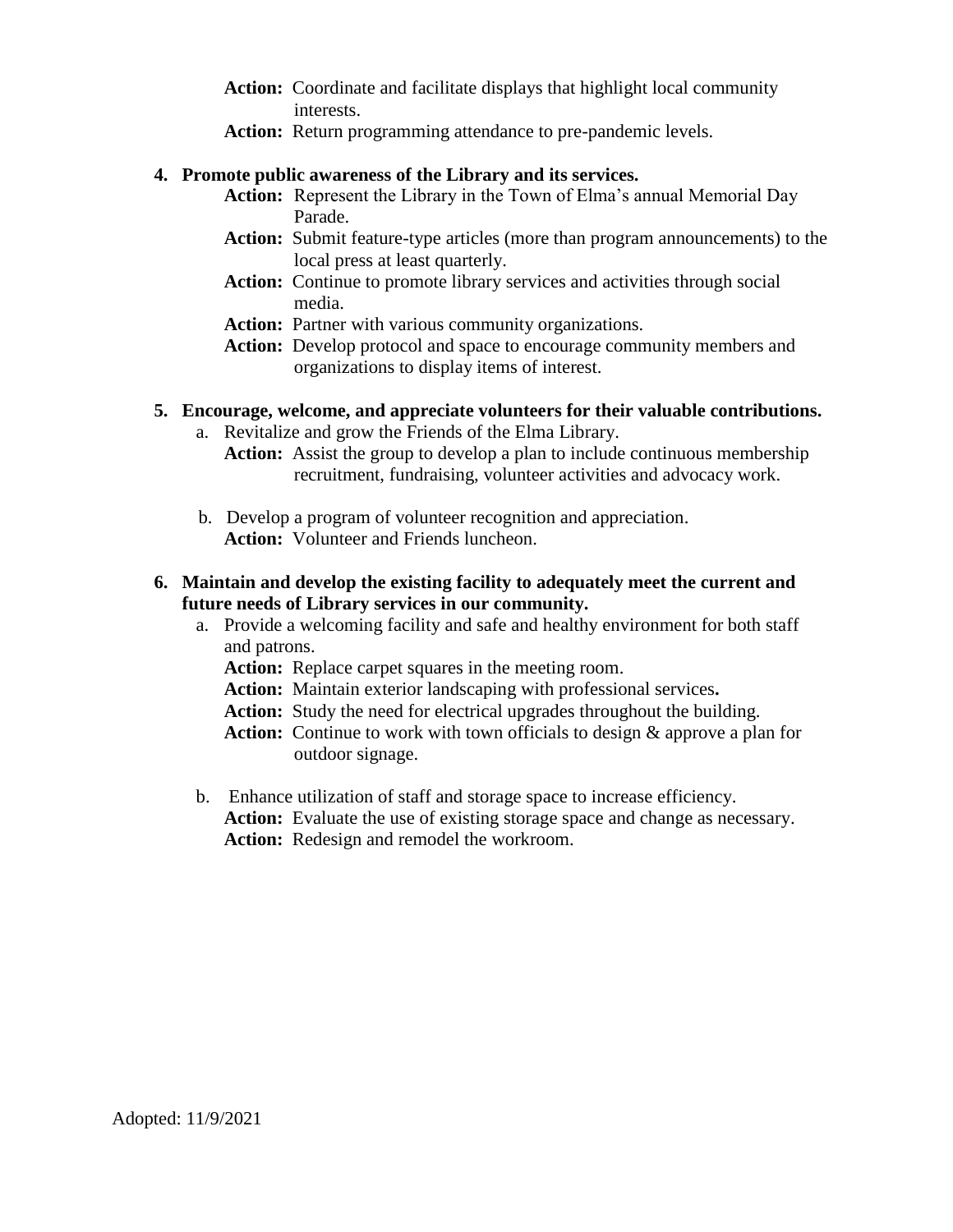**Action:** Coordinate and facilitate displays that highlight local community interests.

**Action:** Return programming attendance to pre-pandemic levels.

4. **Promote public awareness of the Library and its services.**

   **Action:** Represent the Library in the Town of Elma's annual Memorial Day Parade.

   **Action:** Submit feature-type articles (more than program announcements) to the local press at least quarterly.

   **Action:** Continue to promote library services and activities through social media.

   **Action:** Partner with various community organizations.

   **Action:** Develop protocol and space to encourage community members and organizations to display items of interest.

5. **Encourage, welcome, and appreciate volunteers for their valuable contributions.**

   a. Revitalize and grow the Friends of the Elma Library.

   **Action:** Assist the group to develop a plan to include continuous membership recruitment, fundraising, volunteer activities and advocacy work.

   b. Develop a program of volunteer recognition and appreciation.

   **Action:** Volunteer and Friends luncheon.

6. **Maintain and develop the existing facility to adequately meet the current and future needs of Library services in our community.**

   a. Provide a welcoming facility and safe and healthy environment for both staff and patrons.

   **Action:** Replace carpet squares in the meeting room.

   **Action:** Maintain exterior landscaping with professional services**.**

   **Action:** Study the need for electrical upgrades throughout the building.

   **Action:** Continue to work with town officials to design & approve a plan for outdoor signage.

   b. Enhance utilization of staff and storage space to increase efficiency.

   **Action:** Evaluate the use of existing storage space and change as necessary.

   **Action:** Redesign and remodel the workroom.

Adopted: 11/9/2021